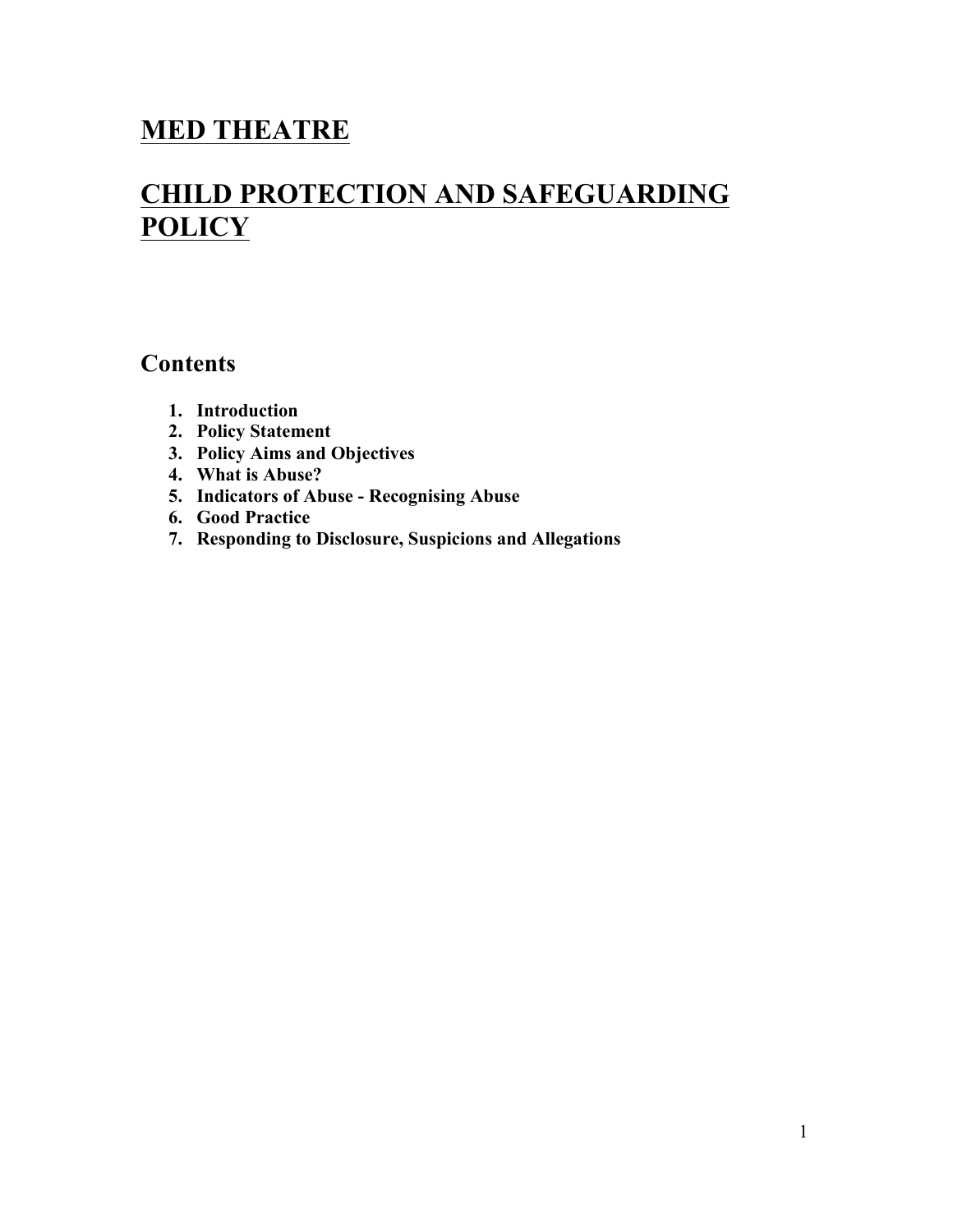# MED THEATRE

# CHILD PROTECTION AND SAFEGUARDING POLICY

## Contents

1. **Introduction**
2. **Policy Statement**
3. **Policy Aims and Objectives**
4. **What is Abuse?**
5. **Indicators of Abuse - Recognising Abuse**
6. **Good Practice**
7. **Responding to Disclosure, Suspicions and Allegations**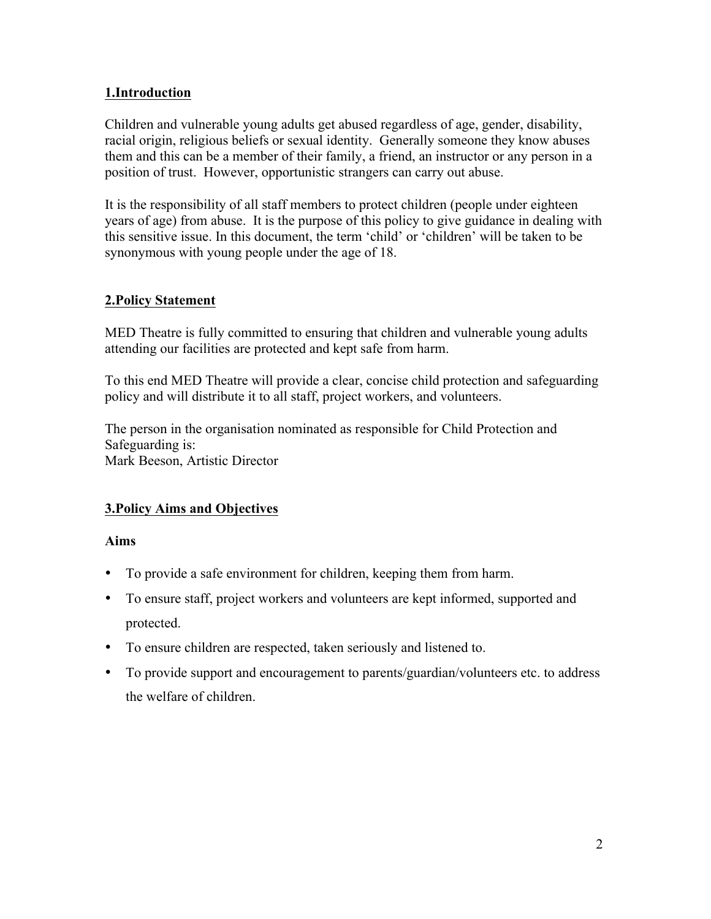## 1.Introduction

Children and vulnerable young adults get abused regardless of age, gender, disability, racial origin, religious beliefs or sexual identity. Generally someone they know abuses them and this can be a member of their family, a friend, an instructor or any person in a position of trust. However, opportunistic strangers can carry out abuse.

It is the responsibility of all staff members to protect children (people under eighteen years of age) from abuse. It is the purpose of this policy to give guidance in dealing with this sensitive issue. In this document, the term 'child' or 'children' will be taken to be synonymous with young people under the age of 18.

## 2.Policy Statement

MED Theatre is fully committed to ensuring that children and vulnerable young adults attending our facilities are protected and kept safe from harm.

To this end MED Theatre will provide a clear, concise child protection and safeguarding policy and will distribute it to all staff, project workers, and volunteers.

The person in the organisation nominated as responsible for Child Protection and Safeguarding is:
Mark Beeson, Artistic Director

## 3.Policy Aims and Objectives

### Aims

- To provide a safe environment for children, keeping them from harm.
- To ensure staff, project workers and volunteers are kept informed, supported and protected.
- To ensure children are respected, taken seriously and listened to.
- To provide support and encouragement to parents/guardian/volunteers etc. to address the welfare of children.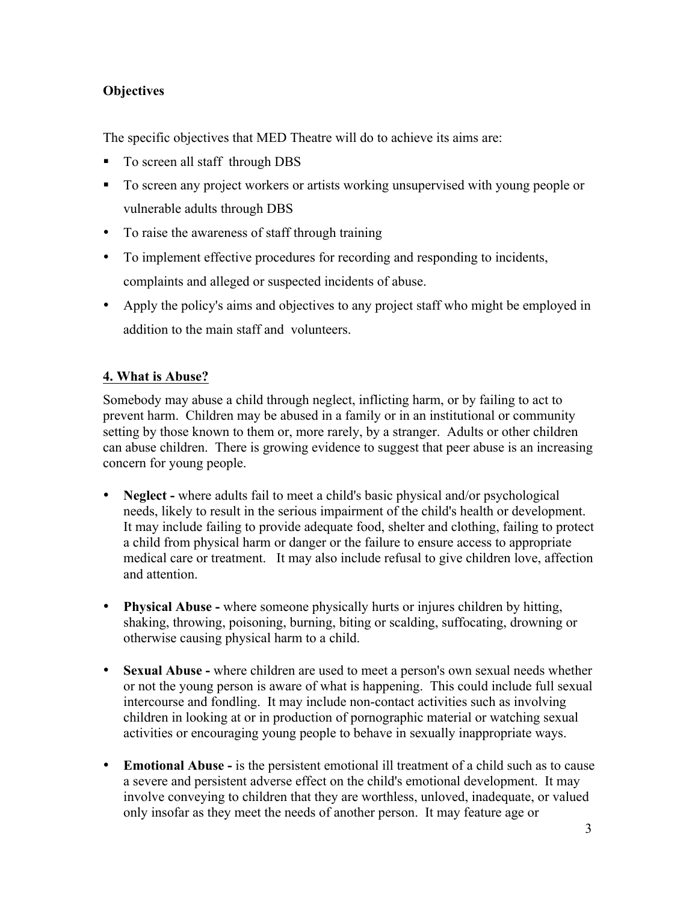**Objectives**

The specific objectives that MED Theatre will do to achieve its aims are:

- To screen all staff through DBS
- To screen any project workers or artists working unsupervised with young people or vulnerable adults through DBS
- To raise the awareness of staff through training
- To implement effective procedures for recording and responding to incidents, complaints and alleged or suspected incidents of abuse.
- Apply the policy's aims and objectives to any project staff who might be employed in addition to the main staff and volunteers.

## 4. What is Abuse?

Somebody may abuse a child through neglect, inflicting harm, or by failing to act to prevent harm. Children may be abused in a family or in an institutional or community setting by those known to them or, more rarely, by a stranger. Adults or other children can abuse children. There is growing evidence to suggest that peer abuse is an increasing concern for young people.

- **Neglect -** where adults fail to meet a child's basic physical and/or psychological needs, likely to result in the serious impairment of the child's health or development. It may include failing to provide adequate food, shelter and clothing, failing to protect a child from physical harm or danger or the failure to ensure access to appropriate medical care or treatment. It may also include refusal to give children love, affection and attention.

- **Physical Abuse -** where someone physically hurts or injures children by hitting, shaking, throwing, poisoning, burning, biting or scalding, suffocating, drowning or otherwise causing physical harm to a child.

- **Sexual Abuse -** where children are used to meet a person's own sexual needs whether or not the young person is aware of what is happening. This could include full sexual intercourse and fondling. It may include non-contact activities such as involving children in looking at or in production of pornographic material or watching sexual activities or encouraging young people to behave in sexually inappropriate ways.

- **Emotional Abuse -** is the persistent emotional ill treatment of a child such as to cause a severe and persistent adverse effect on the child's emotional development. It may involve conveying to children that they are worthless, unloved, inadequate, or valued only insofar as they meet the needs of another person. It may feature age or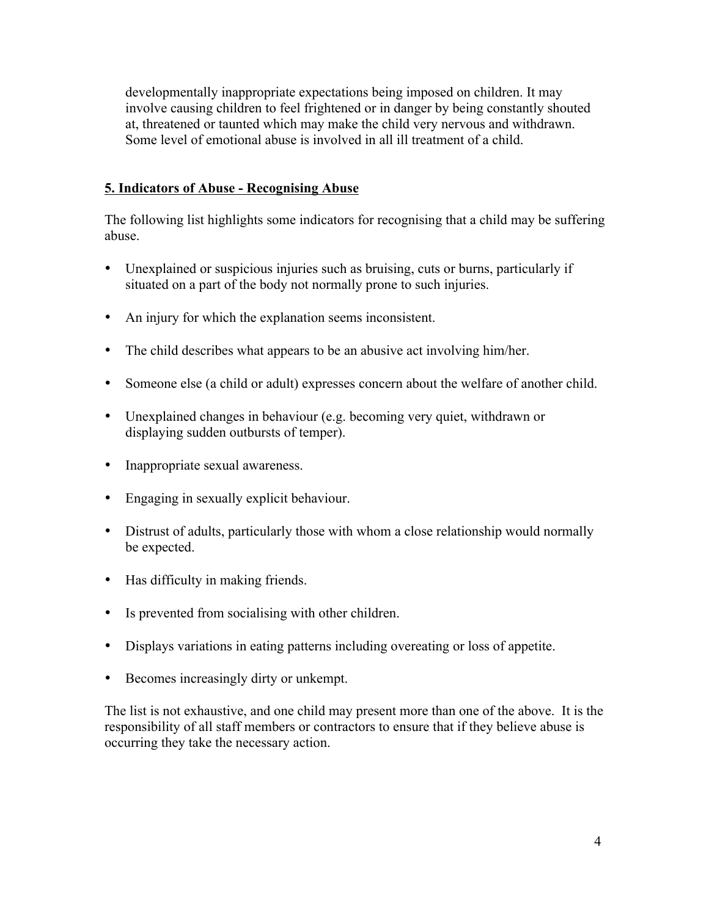developmentally inappropriate expectations being imposed on children. It may involve causing children to feel frightened or in danger by being constantly shouted at, threatened or taunted which may make the child very nervous and withdrawn. Some level of emotional abuse is involved in all ill treatment of a child.

## 5. Indicators of Abuse - Recognising Abuse

The following list highlights some indicators for recognising that a child may be suffering abuse.

- Unexplained or suspicious injuries such as bruising, cuts or burns, particularly if situated on a part of the body not normally prone to such injuries.
- An injury for which the explanation seems inconsistent.
- The child describes what appears to be an abusive act involving him/her.
- Someone else (a child or adult) expresses concern about the welfare of another child.
- Unexplained changes in behaviour (e.g. becoming very quiet, withdrawn or displaying sudden outbursts of temper).
- Inappropriate sexual awareness.
- Engaging in sexually explicit behaviour.
- Distrust of adults, particularly those with whom a close relationship would normally be expected.
- Has difficulty in making friends.
- Is prevented from socialising with other children.
- Displays variations in eating patterns including overeating or loss of appetite.
- Becomes increasingly dirty or unkempt.

The list is not exhaustive, and one child may present more than one of the above. It is the responsibility of all staff members or contractors to ensure that if they believe abuse is occurring they take the necessary action.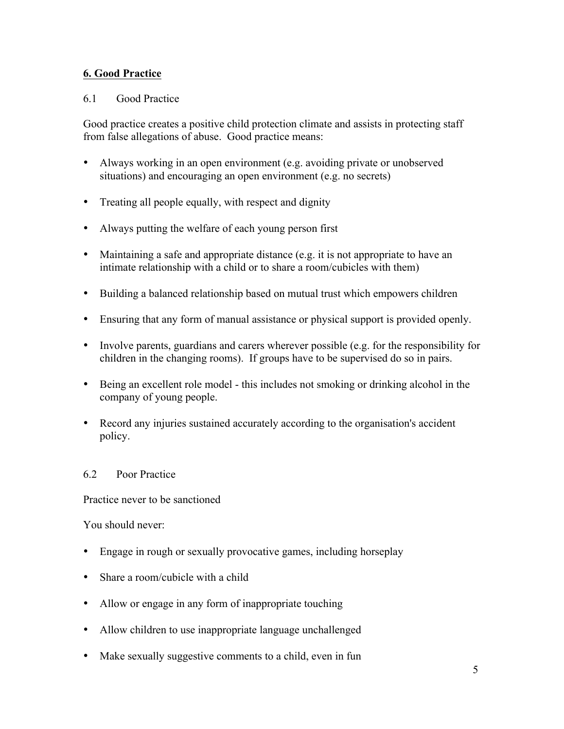## 6. Good Practice

### 6.1 Good Practice

Good practice creates a positive child protection climate and assists in protecting staff from false allegations of abuse. Good practice means:

- Always working in an open environment (e.g. avoiding private or unobserved situations) and encouraging an open environment (e.g. no secrets)
- Treating all people equally, with respect and dignity
- Always putting the welfare of each young person first
- Maintaining a safe and appropriate distance (e.g. it is not appropriate to have an intimate relationship with a child or to share a room/cubicles with them)
- Building a balanced relationship based on mutual trust which empowers children
- Ensuring that any form of manual assistance or physical support is provided openly.
- Involve parents, guardians and carers wherever possible (e.g. for the responsibility for children in the changing rooms). If groups have to be supervised do so in pairs.
- Being an excellent role model - this includes not smoking or drinking alcohol in the company of young people.
- Record any injuries sustained accurately according to the organisation's accident policy.

### 6.2 Poor Practice

Practice never to be sanctioned

You should never:

- Engage in rough or sexually provocative games, including horseplay
- Share a room/cubicle with a child
- Allow or engage in any form of inappropriate touching
- Allow children to use inappropriate language unchallenged
- Make sexually suggestive comments to a child, even in fun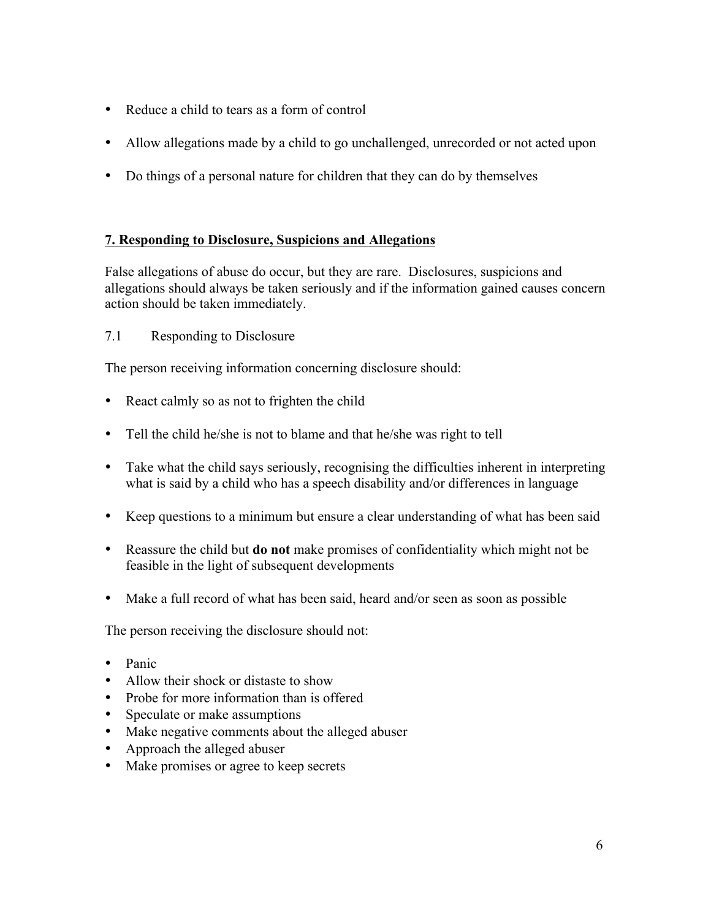- Reduce a child to tears as a form of control
- Allow allegations made by a child to go unchallenged, unrecorded or not acted upon
- Do things of a personal nature for children that they can do by themselves

## 7. Responding to Disclosure, Suspicions and Allegations

False allegations of abuse do occur, but they are rare. Disclosures, suspicions and allegations should always be taken seriously and if the information gained causes concern action should be taken immediately.

### 7.1 Responding to Disclosure

The person receiving information concerning disclosure should:

- React calmly so as not to frighten the child
- Tell the child he/she is not to blame and that he/she was right to tell
- Take what the child says seriously, recognising the difficulties inherent in interpreting what is said by a child who has a speech disability and/or differences in language
- Keep questions to a minimum but ensure a clear understanding of what has been said
- Reassure the child but **do not** make promises of confidentiality which might not be feasible in the light of subsequent developments
- Make a full record of what has been said, heard and/or seen as soon as possible

The person receiving the disclosure should not:

- Panic
- Allow their shock or distaste to show
- Probe for more information than is offered
- Speculate or make assumptions
- Make negative comments about the alleged abuser
- Approach the alleged abuser
- Make promises or agree to keep secrets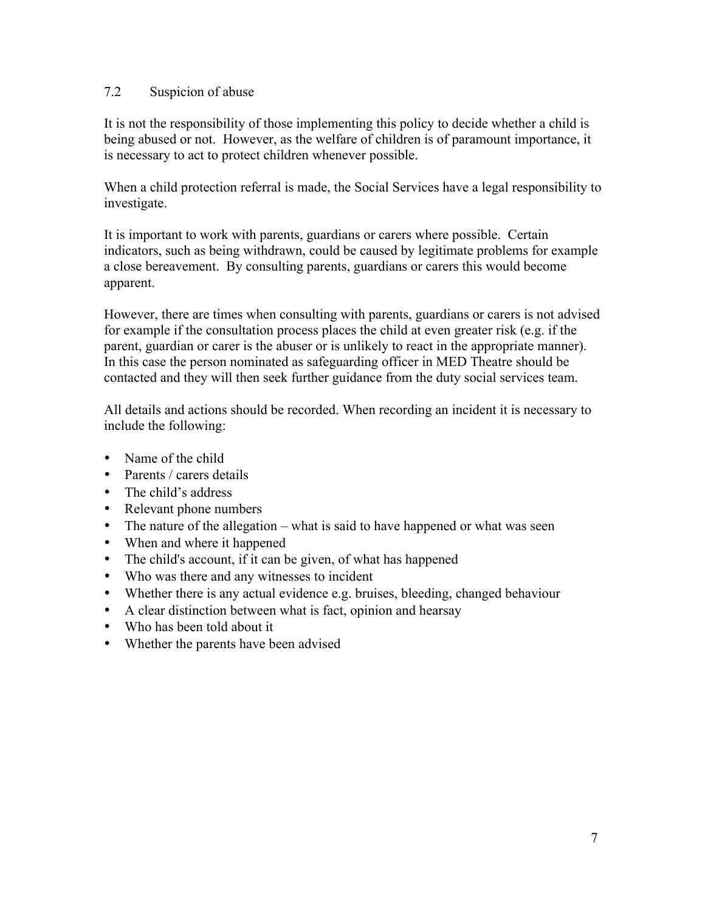## 7.2 Suspicion of abuse

It is not the responsibility of those implementing this policy to decide whether a child is being abused or not. However, as the welfare of children is of paramount importance, it is necessary to act to protect children whenever possible.

When a child protection referral is made, the Social Services have a legal responsibility to investigate.

It is important to work with parents, guardians or carers where possible. Certain indicators, such as being withdrawn, could be caused by legitimate problems for example a close bereavement. By consulting parents, guardians or carers this would become apparent.

However, there are times when consulting with parents, guardians or carers is not advised for example if the consultation process places the child at even greater risk (e.g. if the parent, guardian or carer is the abuser or is unlikely to react in the appropriate manner). In this case the person nominated as safeguarding officer in MED Theatre should be contacted and they will then seek further guidance from the duty social services team.

All details and actions should be recorded. When recording an incident it is necessary to include the following:

- Name of the child
- Parents / carers details
- The child's address
- Relevant phone numbers
- The nature of the allegation – what is said to have happened or what was seen
- When and where it happened
- The child's account, if it can be given, of what has happened
- Who was there and any witnesses to incident
- Whether there is any actual evidence e.g. bruises, bleeding, changed behaviour
- A clear distinction between what is fact, opinion and hearsay
- Who has been told about it
- Whether the parents have been advised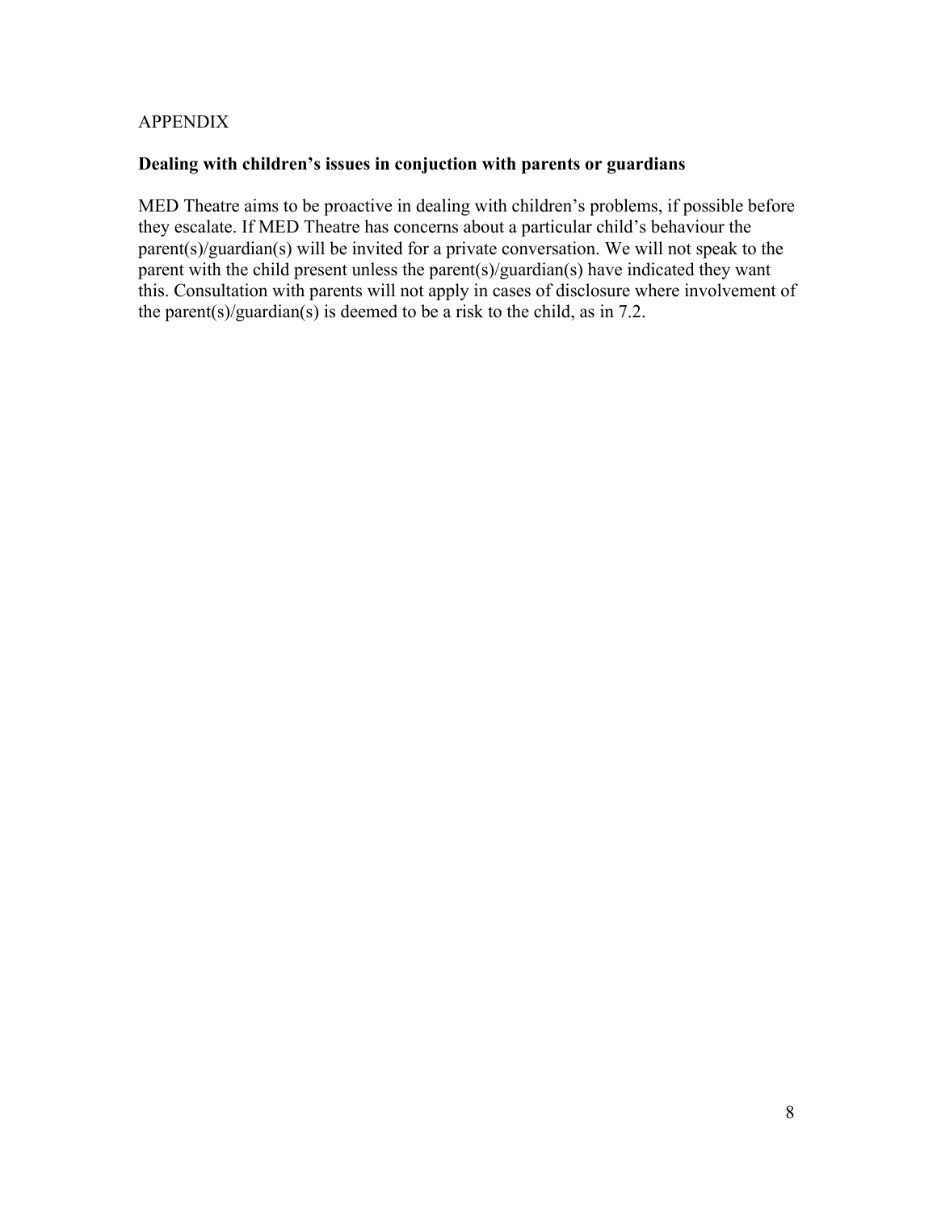APPENDIX

**Dealing with children's issues in conjuction with parents or guardians**

MED Theatre aims to be proactive in dealing with children's problems, if possible before they escalate. If MED Theatre has concerns about a particular child's behaviour the parent(s)/guardian(s) will be invited for a private conversation. We will not speak to the parent with the child present unless the parent(s)/guardian(s) have indicated they want this. Consultation with parents will not apply in cases of disclosure where involvement of the parent(s)/guardian(s) is deemed to be a risk to the child, as in 7.2.